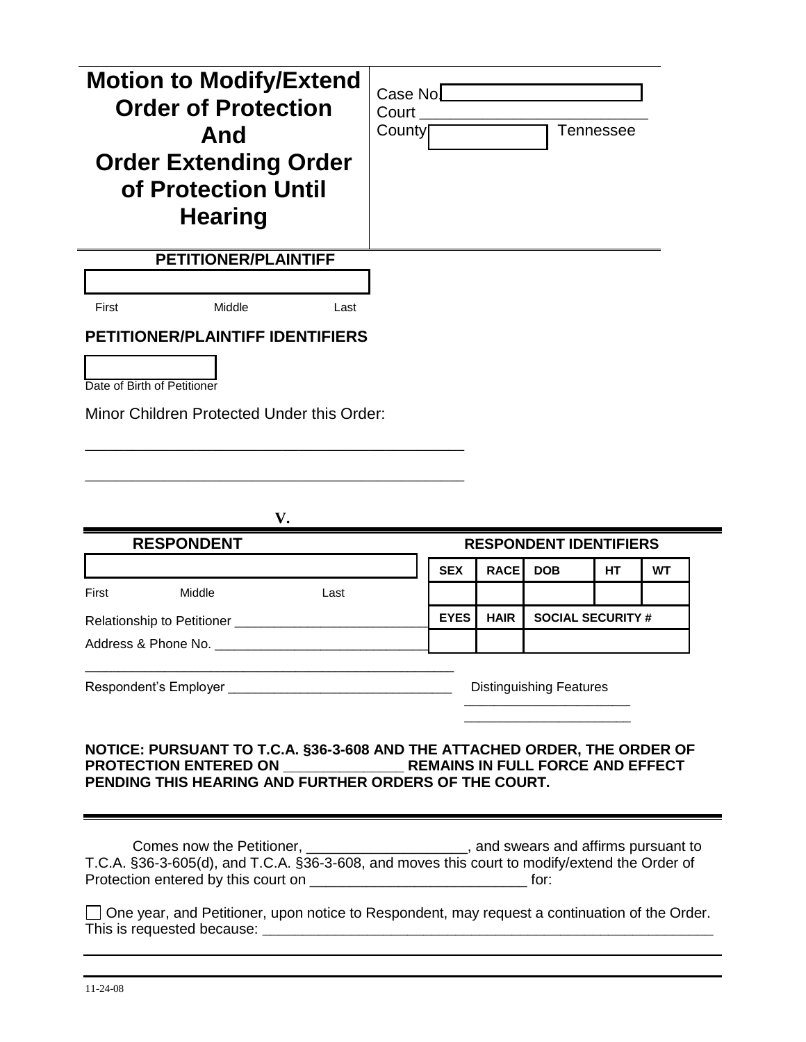# Motion to Modify/Extend Order of Protection And Order Extending Order of Protection Until Hearing

Case No. ____________________

Court ____________________

County ____________ Tennessee

**PETITIONER/PLAINTIFF**

____________________

First Middle Last

**PETITIONER/PLAINTIFF IDENTIFIERS**

____________

Date of Birth of Petitioner

Minor Children Protected Under this Order:

_____________________________________________

_____________________________________________

**V.**

**RESPONDENT**

____________________

First Middle Last

Relationship to Petitioner ____________________

Address & Phone No. ____________________

_____________________________________________

Respondent's Employer ____________________

**RESPONDENT IDENTIFIERS**

| SEX | RACE | DOB | HT | WT |
|---|---|---|---|---|
| | | | | |

| EYES | HAIR | SOCIAL SECURITY # |
|---|---|---|
| | | |

Distinguishing Features

____________________

____________________

**NOTICE: PURSUANT TO T.C.A. §36-3-608 AND THE ATTACHED ORDER, THE ORDER OF PROTECTION ENTERED ON _______________ REMAINS IN FULL FORCE AND EFFECT PENDING THIS HEARING AND FURTHER ORDERS OF THE COURT.**

Comes now the Petitioner, ____________________, and swears and affirms pursuant to T.C.A. §36-3-605(d), and T.C.A. §36-3-608, and moves this court to modify/extend the Order of Protection entered by this court on ___________________________ for:

☐ One year, and Petitioner, upon notice to Respondent, may request a continuation of the Order. This is requested because: ____________________________________________________________

_____________________________________________________________________________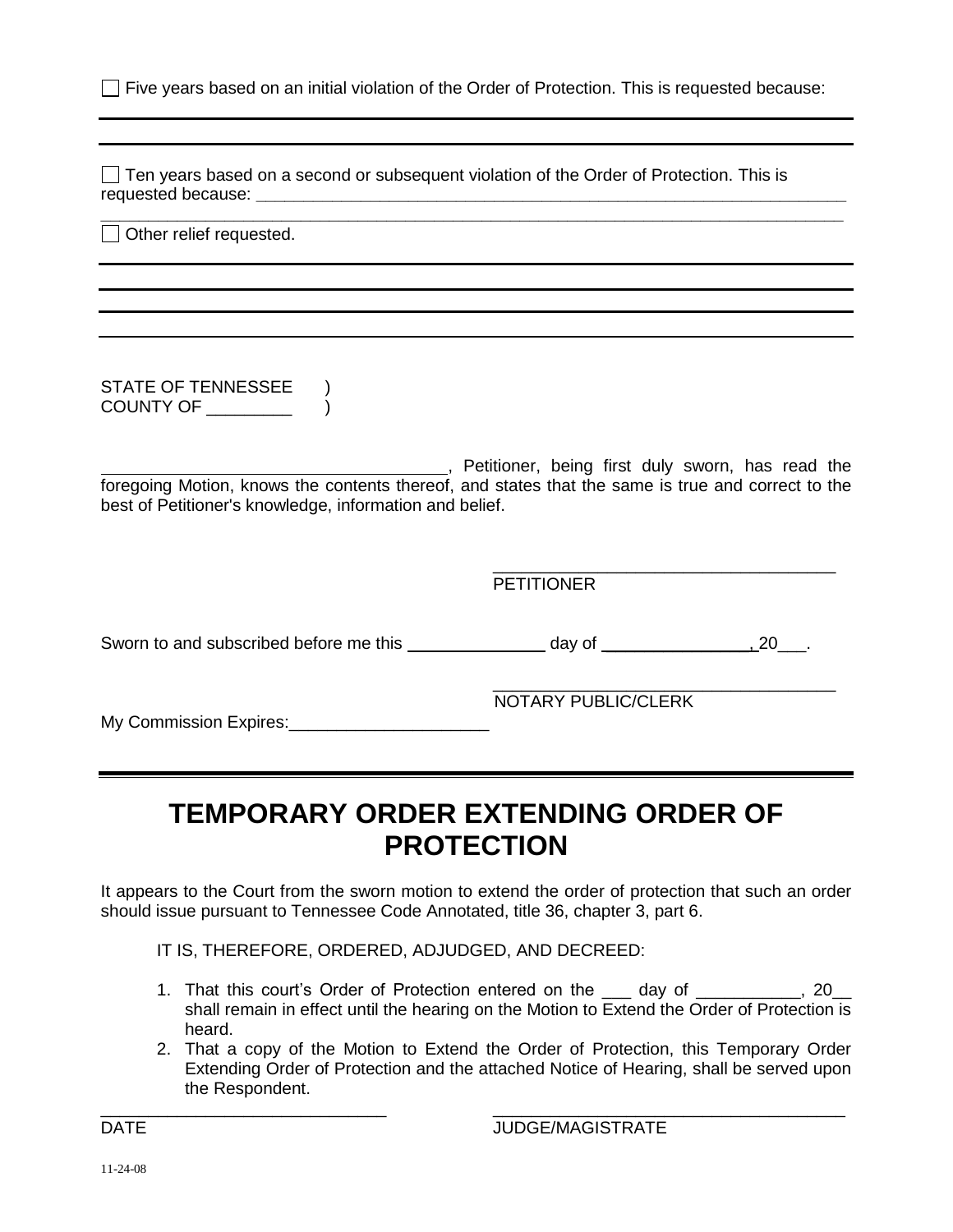☐ Five years based on an initial violation of the Order of Protection. This is requested because:

______________________________________________________________________________

______________________________________________________________________________

☐ Ten years based on a second or subsequent violation of the Order of Protection. This is requested because: ______________________________________________________________
______________________________________________________________________________

☐ Other relief requested.

______________________________________________________________________________

______________________________________________________________________________

______________________________________________________________________________

______________________________________________________________________________

STATE OF TENNESSEE )
COUNTY OF _________ )

____________________________________, Petitioner, being first duly sworn, has read the foregoing Motion, knows the contents thereof, and states that the same is true and correct to the best of Petitioner's knowledge, information and belief.

____________________________________
PETITIONER

Sworn to and subscribed before me this _______________ day of ________________, 20___.

____________________________________
NOTARY PUBLIC/CLERK

My Commission Expires:_____________________

# TEMPORARY ORDER EXTENDING ORDER OF PROTECTION

It appears to the Court from the sworn motion to extend the order of protection that such an order should issue pursuant to Tennessee Code Annotated, title 36, chapter 3, part 6.

IT IS, THEREFORE, ORDERED, ADJUDGED, AND DECREED:

1. That this court's Order of Protection entered on the ___ day of ___________, 20__ shall remain in effect until the hearing on the Motion to Extend the Order of Protection is heard.
2. That a copy of the Motion to Extend the Order of Protection, this Temporary Order Extending Order of Protection and the attached Notice of Hearing, shall be served upon the Respondent.

______________________________ ____________________________________
DATE JUDGE/MAGISTRATE

11-24-08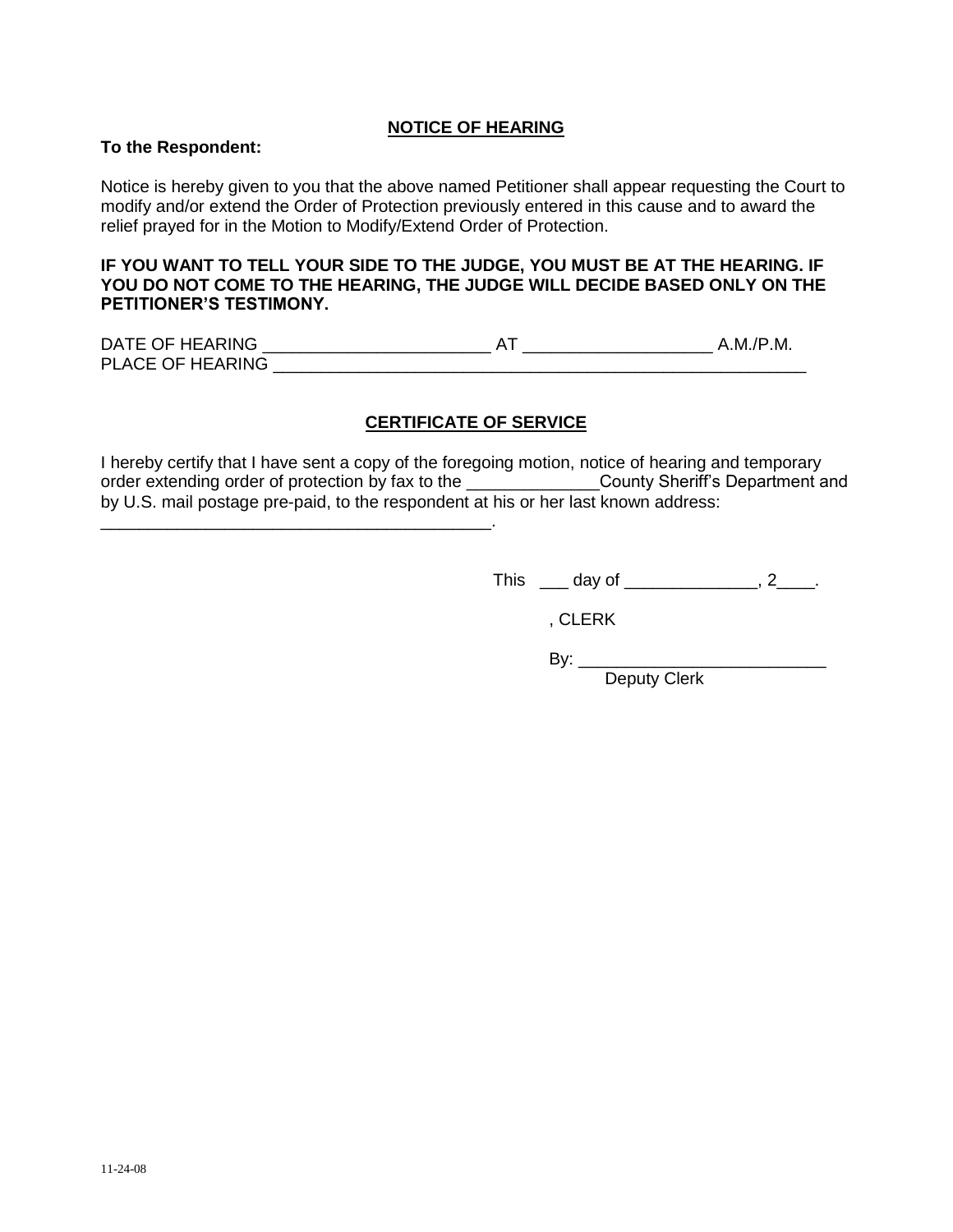## NOTICE OF HEARING

**To the Respondent:**

Notice is hereby given to you that the above named Petitioner shall appear requesting the Court to modify and/or extend the Order of Protection previously entered in this cause and to award the relief prayed for in the Motion to Modify/Extend Order of Protection.

**IF YOU WANT TO TELL YOUR SIDE TO THE JUDGE, YOU MUST BE AT THE HEARING. IF YOU DO NOT COME TO THE HEARING, THE JUDGE WILL DECIDE BASED ONLY ON THE PETITIONER'S TESTIMONY.**

DATE OF HEARING ________________________ AT ___________________ A.M./P.M.
PLACE OF HEARING ___________________________________________________________

## CERTIFICATE OF SERVICE

I hereby certify that I have sent a copy of the foregoing motion, notice of hearing and temporary order extending order of protection by fax to the _____________County Sheriff's Department and by U.S. mail postage pre-paid, to the respondent at his or her last known address: ___________________________________________.

This ___ day of _____________, 2____.

, CLERK

By: _________________________
Deputy Clerk

11-24-08